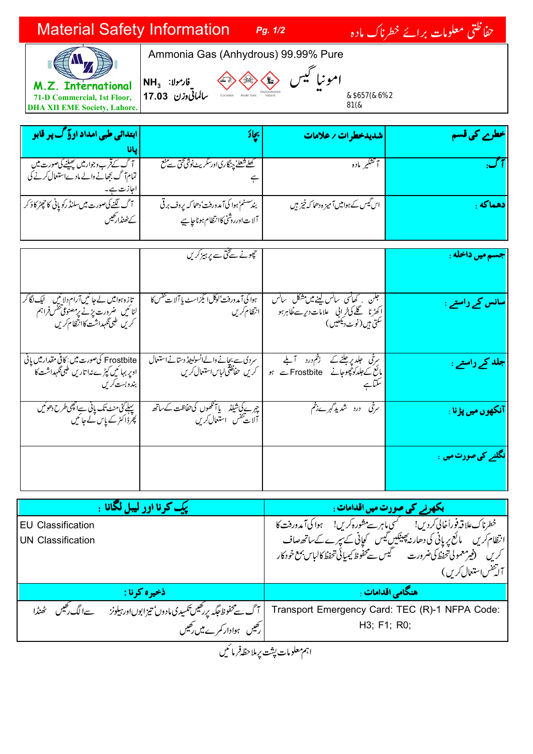# Material Safety Information

حفاظتی معلومات برائے خطرناک مادہ

**M.Z. International**
71-D Commercial, 1st Floor,
DHA XII EME Society, Lahore.

Ammonia Gas (Anhydrous) 99.99% Pure

امونیا گیس

فارمولا: $NH_3$

سالماتی وزن 17.03

Corrosive · Acute Toxic · Environmental Hazard

&$657(&6%2
81(&

| خطرے کی قسم | شدید خطرات / علامات | بچاؤ | ابتدائی طبی امداد اور آگ پر قابو پانا |
|---|---|---|---|
| آگ: | آتشگیر مادہ | کھلے شعلے، چنگاری اور سگریٹ نوشی سختی سے منع ہے | آگ کے قرب و جوار میں پھیلنے کی صورت میں تمام آگ بجھانے والے مادے استعمال کرنے کی اجازت ہے۔ |
| دھماکہ : | اس گیس کے ہوا میں آمیزہ دھماکہ خیز ہیں | بند سسٹم، ہوا کی آمدورفت، دھماکہ پروف برقی آلات اور روشنی کا انتظام ہونا چاہیے | آگ لگنے کی صورت میں سلنڈر کو پانی کا چھڑکاؤ کر کے ٹھنڈا رکھیں |

| | | | |
|---|---|---|---|
| جسم میں داخلہ : | | چھونے سے سختی سے پرہیز کریں | |
| سانس کے راستے : | جلن، کھانسی، سانس لینے میں مشکل، سانس اکھڑنا، گلے کی خرابی۔ علامات دیر سے ظاہر ہو سکتی ہیں (نوٹ دیکھیں) | ہوا کی آمدورفت، لوکل ایگزاسٹ یا آلات تنفس کا انتظام کریں | تازہ ہوا میں لے جائیں آرام دلائیں، ٹیک لگا کر لٹائیں۔ ضرورت پڑنے پر مصنوعی تنفس فراہم کریں۔ طبی نگہداشت کا انتظام کریں |
| جلد کے راستے : | سرخی، جلد پر جلنے کے زخم، درد، آبلے۔ مائع کے جلد کو چھو جانے سے Frostbite ہو سکتا ہے | سردی سے بچانے والے انسولیٹڈ دستانے استعمال کریں۔ حفاظتی لباس استعمال کریں | Frostbite کی صورت میں: کافی مقدار میں پانی اوپر بہائیں کپڑے نہ اتاریں۔ طبی نگہداشت کا بندوبست کریں |
| آنکھوں میں پڑنا : | سرخی، درد، شدید گہرے زخم | چہرے کی شیلڈ یا آنکھوں کی حفاظت کے ساتھ آلات تنفس استعمال کریں | پہلے کئی منٹ تک پانی سے اچھی طرح دھوئیں پھر ڈاکٹر کے پاس لے جائیں |
| نگلنے کی صورت میں : | | | |

| بکھرنے کی صورت میں اقدامات : | پیک کرنا اور لیبل لگانا : |
|---|---|
| خطرناک علاقہ فوراً خالی کر دیں! کسی ماہر سے مشورہ کریں! ہوا کی آمدورفت کا انتظام کریں۔ مائع پر پانی کی دھار نہ پھینکیں گیس کو پانی کے سپرے کے ساتھ صاف کریں (غیر معمولی تحفظ کی ضرورت) گیس سے محفوظ کیمیائی تحفظ کا لباس بمع خودکار آلہ تنفس استعمال کریں) | EU Classification<br>UN Classification |
| **ہنگامی اقدامات :** | **ذخیرہ کرنا :** |
| Transport Emergency Card: TEC (R)-1 NFPA Code: H3; F1; R0; | آگ سے محفوظ جگہ پر رکھیں تکسیدی مادوں، تیزابوں اور ہیلوجنز سے الگ رکھیں۔ ٹھنڈا رکھیں۔ ہوادار کمرے میں رکھیں |

اہم معلومات پشت پر ملاحظہ فرمائیں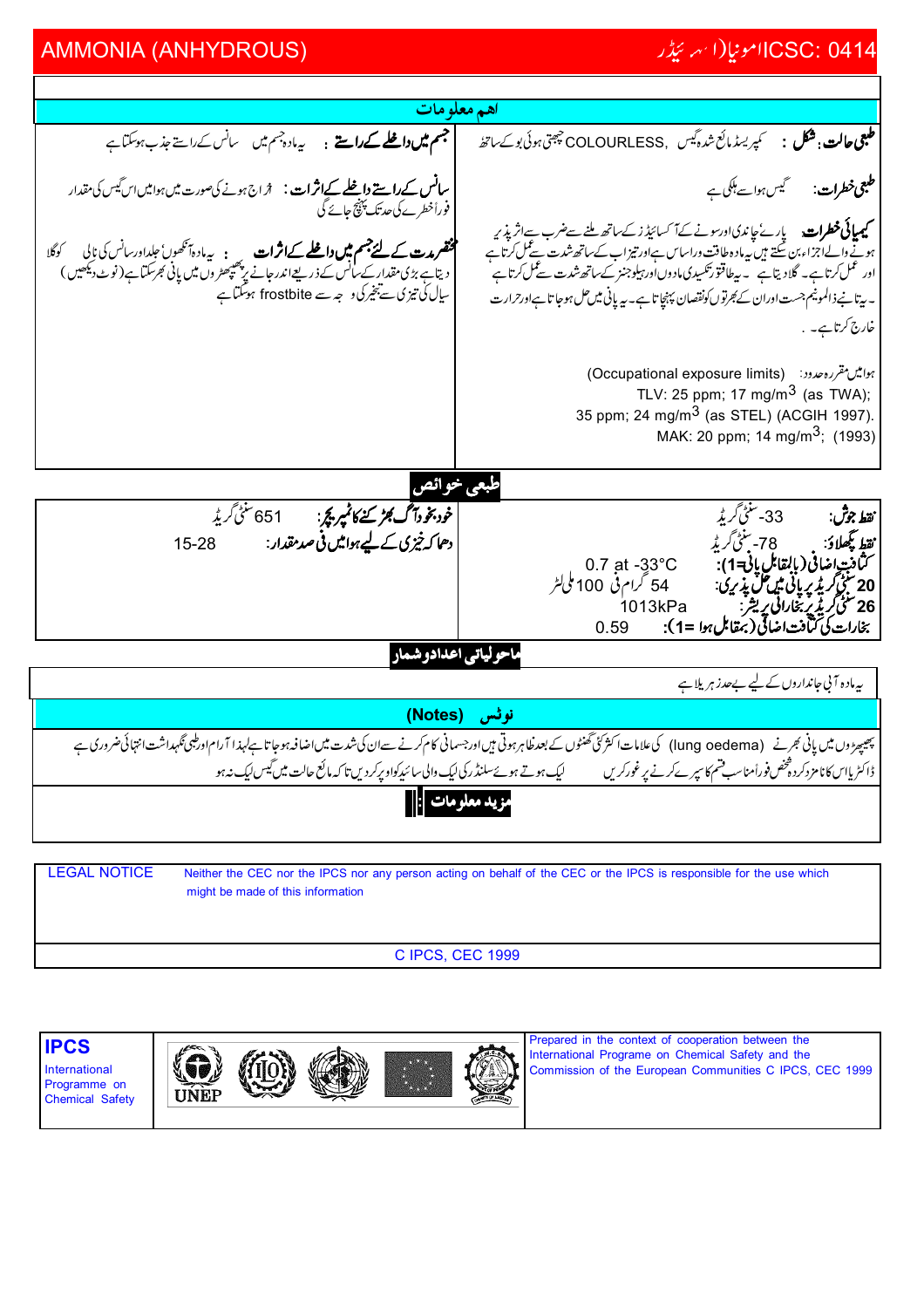# AMMONIA (ANHYDROUS)

ICSC: 0414 امونیا(اینہائیڈرس)

## اہم معلومات

**طبعی حالت: شکل :** کمپریسڈ مائع شدہ گیس COLOURLESS, چبھتی ہوئی بو کے ساتھ

**طبعی خطرات:** گیس ہوا سے ہلکی ہے

**کیمیائی خطرات:** پارے، چاندی اور سونے کے آکسائیڈز کے ساتھ ملنے سے ضرب سے اثر پذیر ہونے والے اجزاء بن سکتے ہیں یہ مادہ طاقت ور اساس ہے اور تیزاب کے ساتھ شدت سے عمل کرتا ہے اور عمل کرتا ہے۔ گلا دیتا ہے ۔ یہ طاقتور تکسیدی مادوں اور ہیلوجنز کے ساتھ شدت سے عمل کرتا ہے ۔ یہ تانبے ، المونیم جست اور ان کے بھرتوں کو نقصان پہنچاتا ہے۔ یہ پانی میں حل ہو جاتا ہے اور حرارت خارج کرتا ہے۔ .

ہوا میں مقررہ حدود: (Occupational exposure limits)
TLV: 25 ppm; 17 mg/m$^3$ (as TWA);
35 ppm; 24 mg/m$^3$ (as STEL) (ACGIH 1997).
MAK: 20 ppm; 14 mg/m$^3$; (1993)

**جسم میں داخلے کے راستے :** یہ مادہ جسم میں سانس کے راستے جذب ہو سکتا ہے

**سانس کے راستے داخلے کے اثرات :** اخراج ہونے کی صورت میں ہوا میں اس گیس کی مقدار فوراً خطرے کی حد تک پہنچ جائے گی

**مختصر مدت کے لئے جسم میں داخلے کے اثرات :** یہ مادہ آنکھوں، جلد اور سانس کی نالی کو گلا دیتا ہے بڑی مقدار کے سانس کے ذریعے اندر جانے پر پھیپھڑوں میں پانی بھر سکتا ہے (نوٹ دیکھیں) سیال کی تیزی سے تبخیر کی وجہ سے frostbite ہو سکتا ہے

## طبعی خواص

| | | | |
|---|---|---|---|
| نقطہ جوش: | 33- سنٹی گریڈ | خود بخود آگ پکڑ نے کا ٹمپریچر: | 651 سنٹی گریڈ |
| نقطہ پگھلاؤ: | 78- سنٹی گریڈ | دھماکہ خیزی کے لیے ہوا میں فی صد مقدار: | 15-28 |
| کثافت اضافی (بالمقابل پانی=1): | 0.7 at -33°C | | |
| 20 سنٹی گریڈ پر پانی میں حل پذیری: | 54 گرام فی 100 ملی لٹر | | |
| 26 سنٹی گریڈ پر بخاراتی پریشر: | 1013kPa | | |
| بخارات کی کثافت اضافی (بمقابل ہوا =1): | 0.59 | | |

## ماحولیاتی اعداد و شمار

یہ مادہ آبی جانداروں کے لیے بے حد زہریلا ہے

## نوٹس (Notes)

پھیپھڑوں میں پانی بھرنے (lung oedema) کی علامات اکثر کئی گھنٹوں کے بعد ظاہر ہوتی ہیں اور جسمانی کام کرنے سے ان کی شدت میں اضافہ ہو جاتا ہے لہذا آرام اور طبی نگہداشت انتہائی ضروری ہے ڈاکٹر یا اس کا نامزد کردہ شخص فوراً مناسب قسم کا سپرے کرنے پر غور کریں لیک ہوتے ہوئے سلنڈر کی لیک والی سائیڈ کو اوپر کر دیں تا کہ مائع حالت میں گیس لیک نہ ہو

## مزید معلومات

LEGAL NOTICE Neither the CEC nor the IPCS nor any person acting on behalf of the CEC or the IPCS is responsible for the use which might be made of this information

C IPCS, CEC 1999

**IPCS**
International Programme on Chemical Safety

Prepared in the context of cooperation between the International Programe on Chemical Safety and the Commission of the European Communities C IPCS, CEC 1999